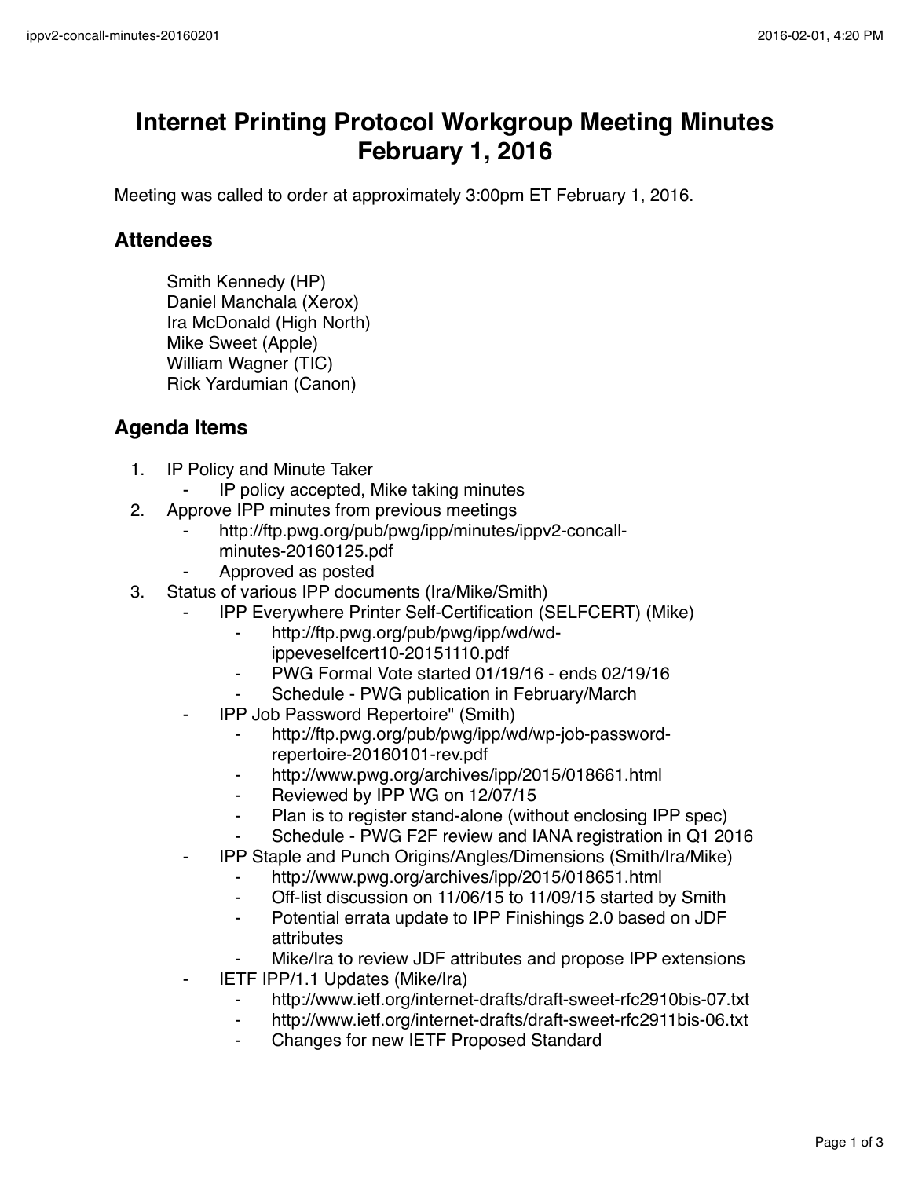# Internet Printing Protocol Workgroup Meeting Minutes February 1, 2016

Meeting was called to order at approximately 3:00pm ET February 1, 2016.

## Attendees

Smith Kennedy (HP)
Daniel Manchala (Xerox)
Ira McDonald (High North)
Mike Sweet (Apple)
William Wagner (TIC)
Rick Yardumian (Canon)

## Agenda Items

1. IP Policy and Minute Taker
    - IP policy accepted, Mike taking minutes
2. Approve IPP minutes from previous meetings
    - http://ftp.pwg.org/pub/pwg/ipp/minutes/ippv2-concall-minutes-20160125.pdf
    - Approved as posted
3. Status of various IPP documents (Ira/Mike/Smith)
    - IPP Everywhere Printer Self-Certification (SELFCERT) (Mike)
        - http://ftp.pwg.org/pub/pwg/ipp/wd/wd-ippeveselfcert10-20151110.pdf
        - PWG Formal Vote started 01/19/16 - ends 02/19/16
        - Schedule - PWG publication in February/March
    - IPP Job Password Repertoire" (Smith)
        - http://ftp.pwg.org/pub/pwg/ipp/wd/wp-job-password-repertoire-20160101-rev.pdf
        - http://www.pwg.org/archives/ipp/2015/018661.html
        - Reviewed by IPP WG on 12/07/15
        - Plan is to register stand-alone (without enclosing IPP spec)
        - Schedule - PWG F2F review and IANA registration in Q1 2016
    - IPP Staple and Punch Origins/Angles/Dimensions (Smith/Ira/Mike)
        - http://www.pwg.org/archives/ipp/2015/018651.html
        - Off-list discussion on 11/06/15 to 11/09/15 started by Smith
        - Potential errata update to IPP Finishings 2.0 based on JDF attributes
        - Mike/Ira to review JDF attributes and propose IPP extensions
    - IETF IPP/1.1 Updates (Mike/Ira)
        - http://www.ietf.org/internet-drafts/draft-sweet-rfc2910bis-07.txt
        - http://www.ietf.org/internet-drafts/draft-sweet-rfc2911bis-06.txt
        - Changes for new IETF Proposed Standard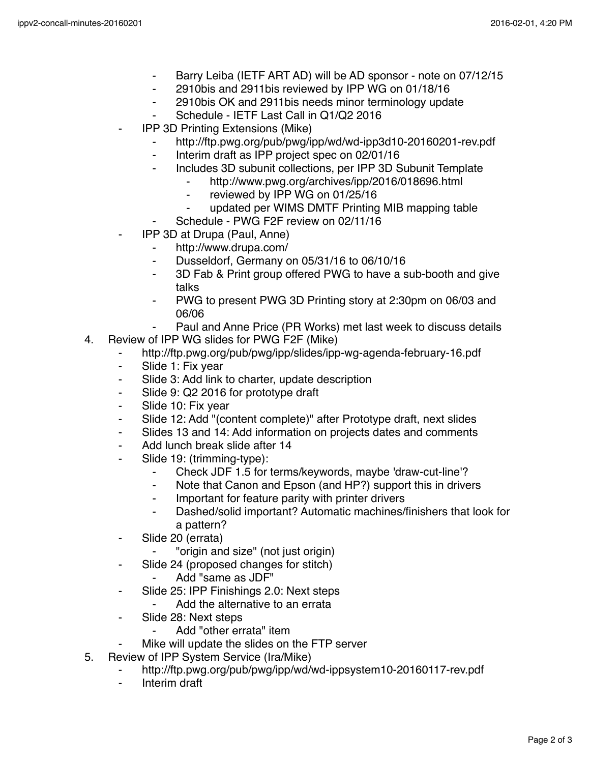- Barry Leiba (IETF ART AD) will be AD sponsor - note on 07/12/15
    - 2910bis and 2911bis reviewed by IPP WG on 01/18/16
    - 2910bis OK and 2911bis needs minor terminology update
    - Schedule - IETF Last Call in Q1/Q2 2016
  - IPP 3D Printing Extensions (Mike)
    - http://ftp.pwg.org/pub/pwg/ipp/wd/wd-ipp3d10-20160201-rev.pdf
    - Interim draft as IPP project spec on 02/01/16
    - Includes 3D subunit collections, per IPP 3D Subunit Template
      - http://www.pwg.org/archives/ipp/2016/018696.html
      - reviewed by IPP WG on 01/25/16
      - updated per WIMS DMTF Printing MIB mapping table
    - Schedule - PWG F2F review on 02/11/16
  - IPP 3D at Drupa (Paul, Anne)
    - http://www.drupa.com/
    - Dusseldorf, Germany on 05/31/16 to 06/10/16
    - 3D Fab & Print group offered PWG to have a sub-booth and give talks
    - PWG to present PWG 3D Printing story at 2:30pm on 06/03 and 06/06
    - Paul and Anne Price (PR Works) met last week to discuss details
4. Review of IPP WG slides for PWG F2F (Mike)
  - http://ftp.pwg.org/pub/pwg/ipp/slides/ipp-wg-agenda-february-16.pdf
  - Slide 1: Fix year
  - Slide 3: Add link to charter, update description
  - Slide 9: Q2 2016 for prototype draft
  - Slide 10: Fix year
  - Slide 12: Add "(content complete)" after Prototype draft, next slides
  - Slides 13 and 14: Add information on projects dates and comments
  - Add lunch break slide after 14
  - Slide 19: (trimming-type):
    - Check JDF 1.5 for terms/keywords, maybe 'draw-cut-line'?
    - Note that Canon and Epson (and HP?) support this in drivers
    - Important for feature parity with printer drivers
    - Dashed/solid important? Automatic machines/finishers that look for a pattern?
  - Slide 20 (errata)
    - "origin and size" (not just origin)
  - Slide 24 (proposed changes for stitch)
    - Add "same as JDF"
  - Slide 25: IPP Finishings 2.0: Next steps
    - Add the alternative to an errata
  - Slide 28: Next steps
    - Add "other errata" item
  - Mike will update the slides on the FTP server
5. Review of IPP System Service (Ira/Mike)
  - http://ftp.pwg.org/pub/pwg/ipp/wd/wd-ippsystem10-20160117-rev.pdf
  - Interim draft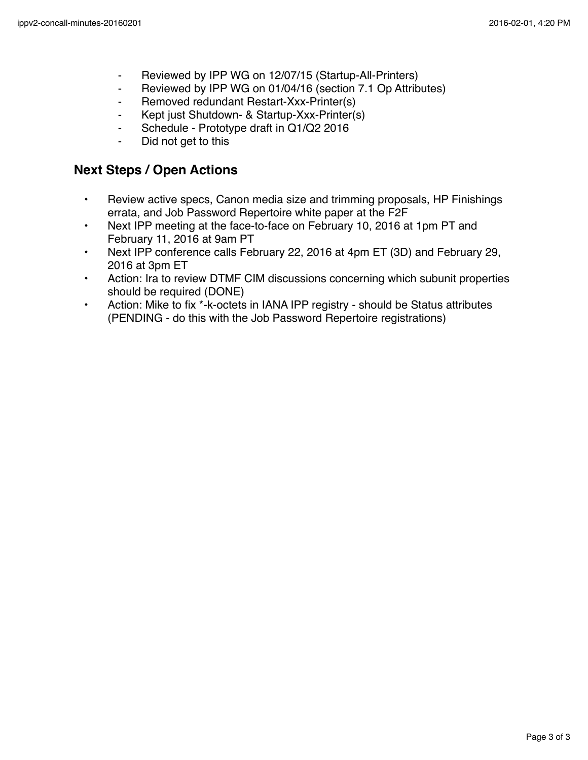- Reviewed by IPP WG on 12/07/15 (Startup-All-Printers)
- Reviewed by IPP WG on 01/04/16 (section 7.1 Op Attributes)
- Removed redundant Restart-Xxx-Printer(s)
- Kept just Shutdown- & Startup-Xxx-Printer(s)
- Schedule - Prototype draft in Q1/Q2 2016
- Did not get to this

## Next Steps / Open Actions

- Review active specs, Canon media size and trimming proposals, HP Finishings errata, and Job Password Repertoire white paper at the F2F
- Next IPP meeting at the face-to-face on February 10, 2016 at 1pm PT and February 11, 2016 at 9am PT
- Next IPP conference calls February 22, 2016 at 4pm ET (3D) and February 29, 2016 at 3pm ET
- Action: Ira to review DTMF CIM discussions concerning which subunit properties should be required (DONE)
- Action: Mike to fix *-k-octets in IANA IPP registry - should be Status attributes (PENDING - do this with the Job Password Repertoire registrations)